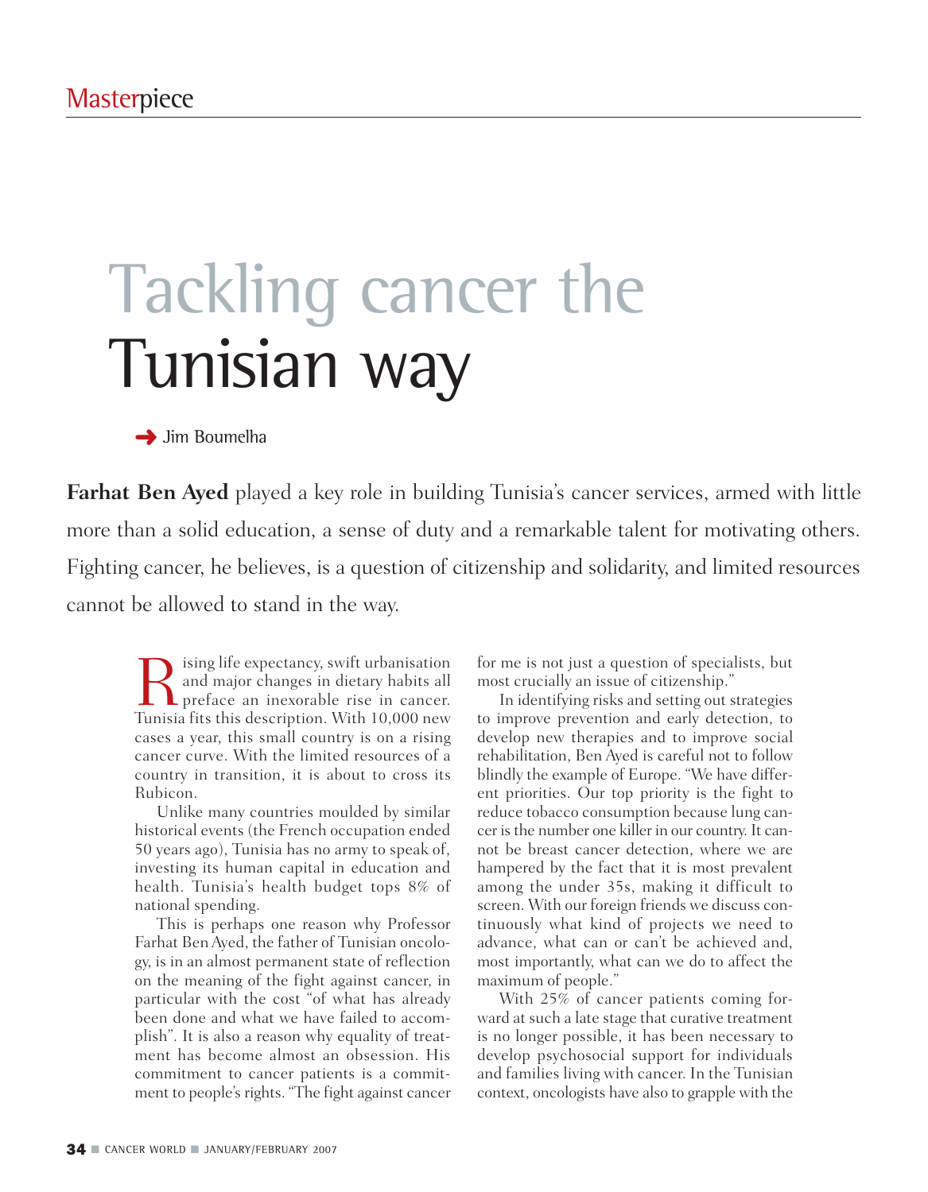Masterpiece

# Tackling cancer the Tunisian way

Jim Boumelha

**Farhat Ben Ayed** played a key role in building Tunisia's cancer services, armed with little more than a solid education, a sense of duty and a remarkable talent for motivating others. Fighting cancer, he believes, is a question of citizenship and solidarity, and limited resources cannot be allowed to stand in the way.

Rising life expectancy, swift urbanisation and major changes in dietary habits all preface an inexorable rise in cancer. Tunisia fits this description. With 10,000 new cases a year, this small country is on a rising cancer curve. With the limited resources of a country in transition, it is about to cross its Rubicon.

Unlike many countries moulded by similar historical events (the French occupation ended 50 years ago), Tunisia has no army to speak of, investing its human capital in education and health. Tunisia's health budget tops 8% of national spending.

This is perhaps one reason why Professor Farhat Ben Ayed, the father of Tunisian oncology, is in an almost permanent state of reflection on the meaning of the fight against cancer, in particular with the cost "of what has already been done and what we have failed to accomplish". It is also a reason why equality of treatment has become almost an obsession. His commitment to cancer patients is a commitment to people's rights. "The fight against cancer for me is not just a question of specialists, but most crucially an issue of citizenship."

In identifying risks and setting out strategies to improve prevention and early detection, to develop new therapies and to improve social rehabilitation, Ben Ayed is careful not to follow blindly the example of Europe. "We have different priorities. Our top priority is the fight to reduce tobacco consumption because lung cancer is the number one killer in our country. It cannot be breast cancer detection, where we are hampered by the fact that it is most prevalent among the under 35s, making it difficult to screen. With our foreign friends we discuss continuously what kind of projects we need to advance, what can or can't be achieved and, most importantly, what can we do to affect the maximum of people."

With 25% of cancer patients coming forward at such a late stage that curative treatment is no longer possible, it has been necessary to develop psychosocial support for individuals and families living with cancer. In the Tunisian context, oncologists have also to grapple with the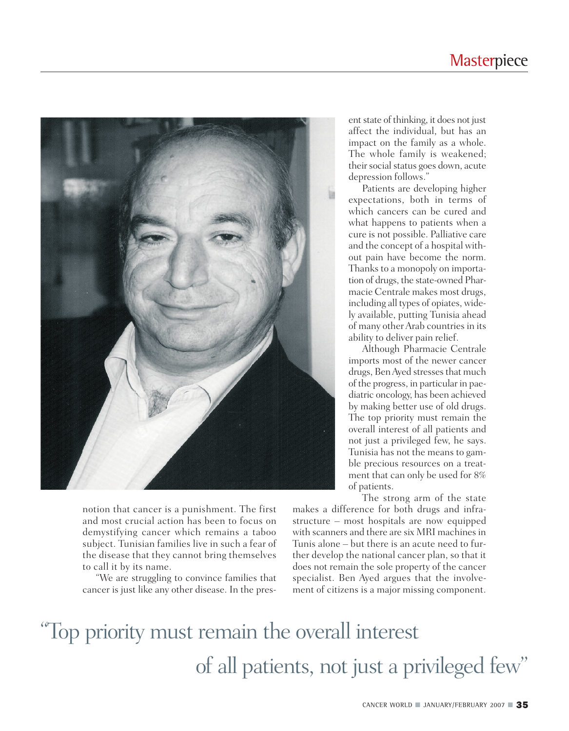ent state of thinking, it does not just affect the individual, but has an impact on the family as a whole. The whole family is weakened; their social status goes down, acute depression follows."

Patients are developing higher expectations, both in terms of which cancers can be cured and what happens to patients when a cure is not possible. Palliative care and the concept of a hospital without pain have become the norm. Thanks to a monopoly on importation of drugs, the state-owned Pharmacie Centrale makes most drugs, including all types of opiates, widely available, putting Tunisia ahead of many other Arab countries in its ability to deliver pain relief.

Although Pharmacie Centrale imports most of the newer cancer drugs, Ben Ayed stresses that much of the progress, in particular in paediatric oncology, has been achieved by making better use of old drugs. The top priority must remain the overall interest of all patients and not just a privileged few, he says. Tunisia has not the means to gamble precious resources on a treatment that can only be used for 8% of patients.

notion that cancer is a punishment. The first and most crucial action has been to focus on demystifying cancer which remains a taboo subject. Tunisian families live in such a fear of the disease that they cannot bring themselves to call it by its name.

"We are struggling to convince families that cancer is just like any other disease. In the pres-

The strong arm of the state makes a difference for both drugs and infrastructure – most hospitals are now equipped with scanners and there are six MRI machines in Tunis alone – but there is an acute need to further develop the national cancer plan, so that it does not remain the sole property of the cancer specialist. Ben Ayed argues that the involvement of citizens is a major missing component.

"Top priority must remain the overall interest of all patients, not just a privileged few"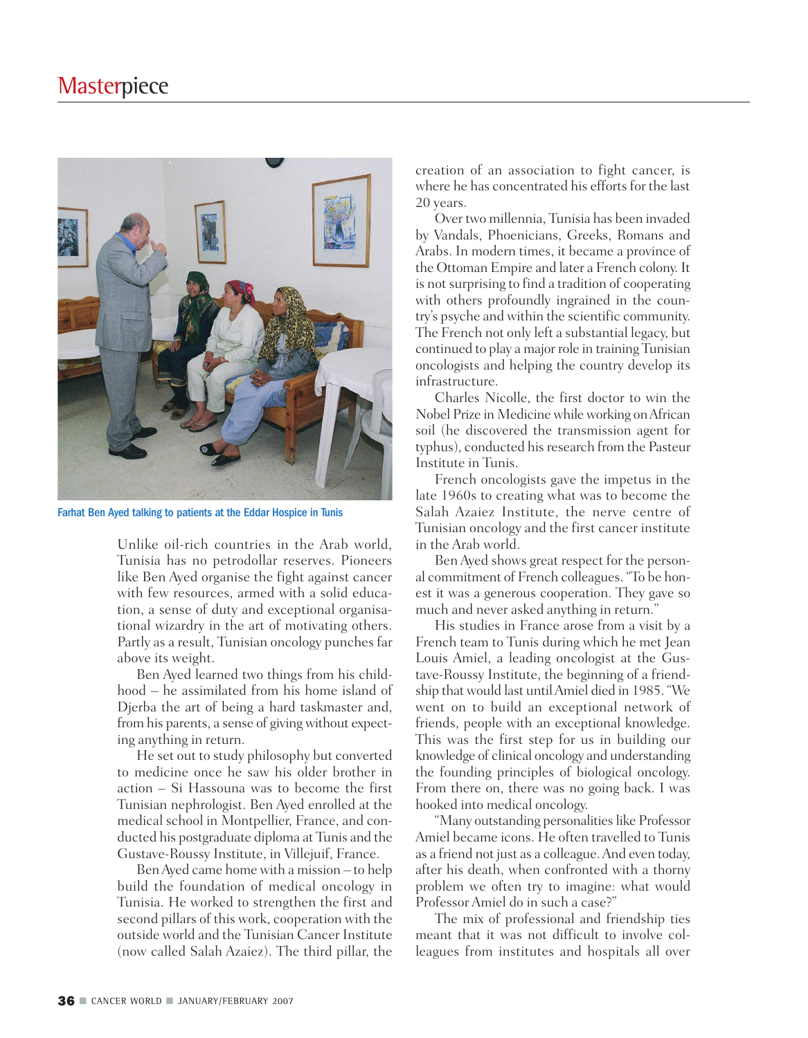Farhat Ben Ayed talking to patients at the Eddar Hospice in Tunis

Unlike oil-rich countries in the Arab world, Tunisia has no petrodollar reserves. Pioneers like Ben Ayed organise the fight against cancer with few resources, armed with a solid education, a sense of duty and exceptional organisational wizardry in the art of motivating others. Partly as a result, Tunisian oncology punches far above its weight.

Ben Ayed learned two things from his childhood – he assimilated from his home island of Djerba the art of being a hard taskmaster and, from his parents, a sense of giving without expecting anything in return.

He set out to study philosophy but converted to medicine once he saw his older brother in action – Si Hassouna was to become the first Tunisian nephrologist. Ben Ayed enrolled at the medical school in Montpellier, France, and conducted his postgraduate diploma at Tunis and the Gustave-Roussy Institute, in Villejuif, France.

Ben Ayed came home with a mission – to help build the foundation of medical oncology in Tunisia. He worked to strengthen the first and second pillars of this work, cooperation with the outside world and the Tunisian Cancer Institute (now called Salah Azaiez). The third pillar, the creation of an association to fight cancer, is where he has concentrated his efforts for the last 20 years.

Over two millennia, Tunisia has been invaded by Vandals, Phenicians, Greeks, Romans and Arabs. In modern times, it became a province of the Ottoman Empire and later a French colony. It is not surprising to find a tradition of cooperating with others profoundly ingrained in the country's psyche and within the scientific community. The French not only left a substantial legacy, but continued to play a major role in training Tunisian oncologists and helping the country develop its infrastructure.

Charles Nicolle, the first doctor to win the Nobel Prize in Medicine while working on African soil (he discovered the transmission agent for typhus), conducted his research from the Pasteur Institute in Tunis.

French oncologists gave the impetus in the late 1960s to creating what was to become the Salah Azaiez Institute, the nerve centre of Tunisian oncology and the first cancer institute in the Arab world.

Ben Ayed shows great respect for the personal commitment of French colleagues. "To be honest it was a generous cooperation. They gave so much and never asked anything in return."

His studies in France arose from a visit by a French team to Tunis during which he met Jean Louis Amiel, a leading oncologist at the Gustave-Roussy Institute, the beginning of a friendship that would last until Amiel died in 1985. "We went on to build an exceptional network of friends, people with an exceptional knowledge. This was the first step for us in building our knowledge of clinical oncology and understanding the founding principles of biological oncology. From there on, there was no going back. I was hooked into medical oncology.

"Many outstanding personalities like Professor Amiel became icons. He often travelled to Tunis as a friend not just as a colleague. And even today, after his death, when confronted with a thorny problem we often try to imagine: what would Professor Amiel do in such a case?"

The mix of professional and friendship ties meant that it was not difficult to involve colleagues from institutes and hospitals all over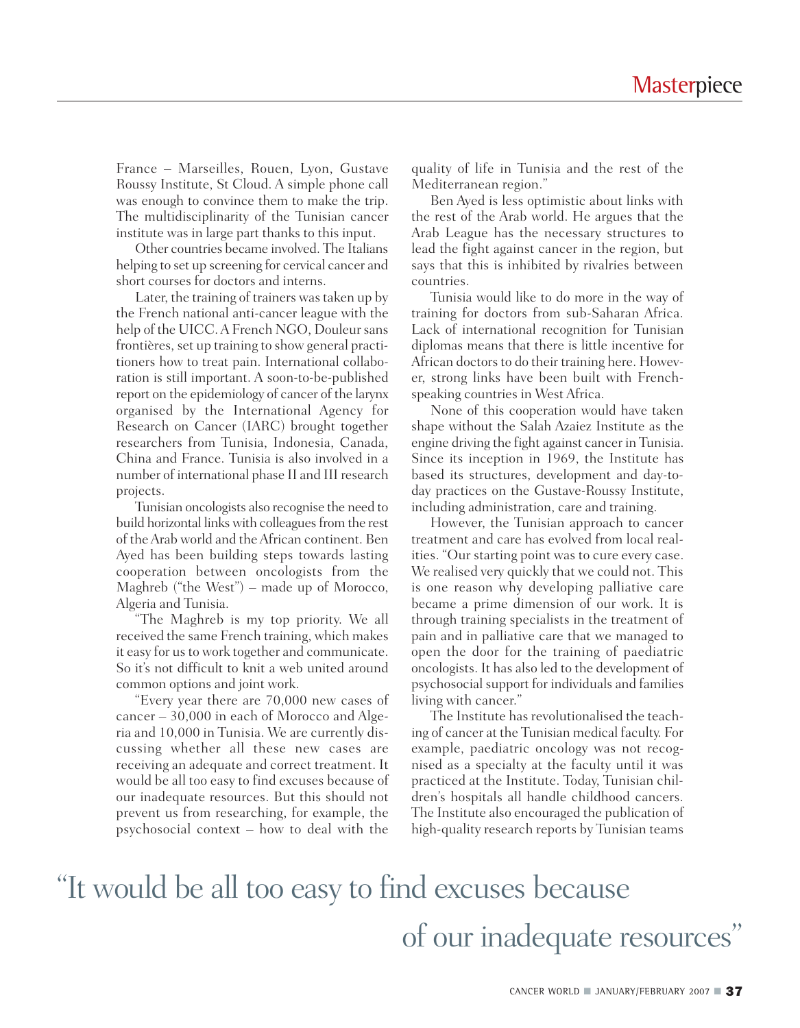France – Marseilles, Rouen, Lyon, Gustave Roussy Institute, St Cloud. A simple phone call was enough to convince them to make the trip. The multidisciplinarity of the Tunisian cancer institute was in large part thanks to this input.

Other countries became involved. The Italians helping to set up screening for cervical cancer and short courses for doctors and interns.

Later, the training of trainers was taken up by the French national anti-cancer league with the help of the UICC. A French NGO, Douleur sans frontières, set up training to show general practitioners how to treat pain. International collaboration is still important. A soon-to-be-published report on the epidemiology of cancer of the larynx organised by the International Agency for Research on Cancer (IARC) brought together researchers from Tunisia, Indonesia, Canada, China and France. Tunisia is also involved in a number of international phase II and III research projects.

Tunisian oncologists also recognise the need to build horizontal links with colleagues from the rest of the Arab world and the African continent. Ben Ayed has been building steps towards lasting cooperation between oncologists from the Maghreb ("the West") – made up of Morocco, Algeria and Tunisia.

"The Maghreb is my top priority. We all received the same French training, which makes it easy for us to work together and communicate. So it's not difficult to knit a web united around common options and joint work.

"Every year there are 70,000 new cases of cancer – 30,000 in each of Morocco and Algeria and 10,000 in Tunisia. We are currently discussing whether all these new cases are receiving an adequate and correct treatment. It would be all too easy to find excuses because of our inadequate resources. But this should not prevent us from researching, for example, the psychosocial context – how to deal with the quality of life in Tunisia and the rest of the Mediterranean region."

Ben Ayed is less optimistic about links with the rest of the Arab world. He argues that the Arab League has the necessary structures to lead the fight against cancer in the region, but says that this is inhibited by rivalries between countries.

Tunisia would like to do more in the way of training for doctors from sub-Saharan Africa. Lack of international recognition for Tunisian diplomas means that there is little incentive for African doctors to do their training here. However, strong links have been built with French-speaking countries in West Africa.

None of this cooperation would have taken shape without the Salah Azaiez Institute as the engine driving the fight against cancer in Tunisia. Since its inception in 1969, the Institute has based its structures, development and day-to-day practices on the Gustave-Roussy Institute, including administration, care and training.

However, the Tunisian approach to cancer treatment and care has evolved from local realities. "Our starting point was to cure every case. We realised very quickly that we could not. This is one reason why developing palliative care became a prime dimension of our work. It is through training specialists in the treatment of pain and in palliative care that we managed to open the door for the training of paediatric oncologists. It has also led to the development of psychosocial support for individuals and families living with cancer."

The Institute has revolutionalised the teaching of cancer at the Tunisian medical faculty. For example, paediatric oncology was not recognised as a specialty at the faculty until it was practiced at the Institute. Today, Tunisian children's hospitals all handle childhood cancers. The Institute also encouraged the publication of high-quality research reports by Tunisian teams

"It would be all too easy to find excuses because of our inadequate resources"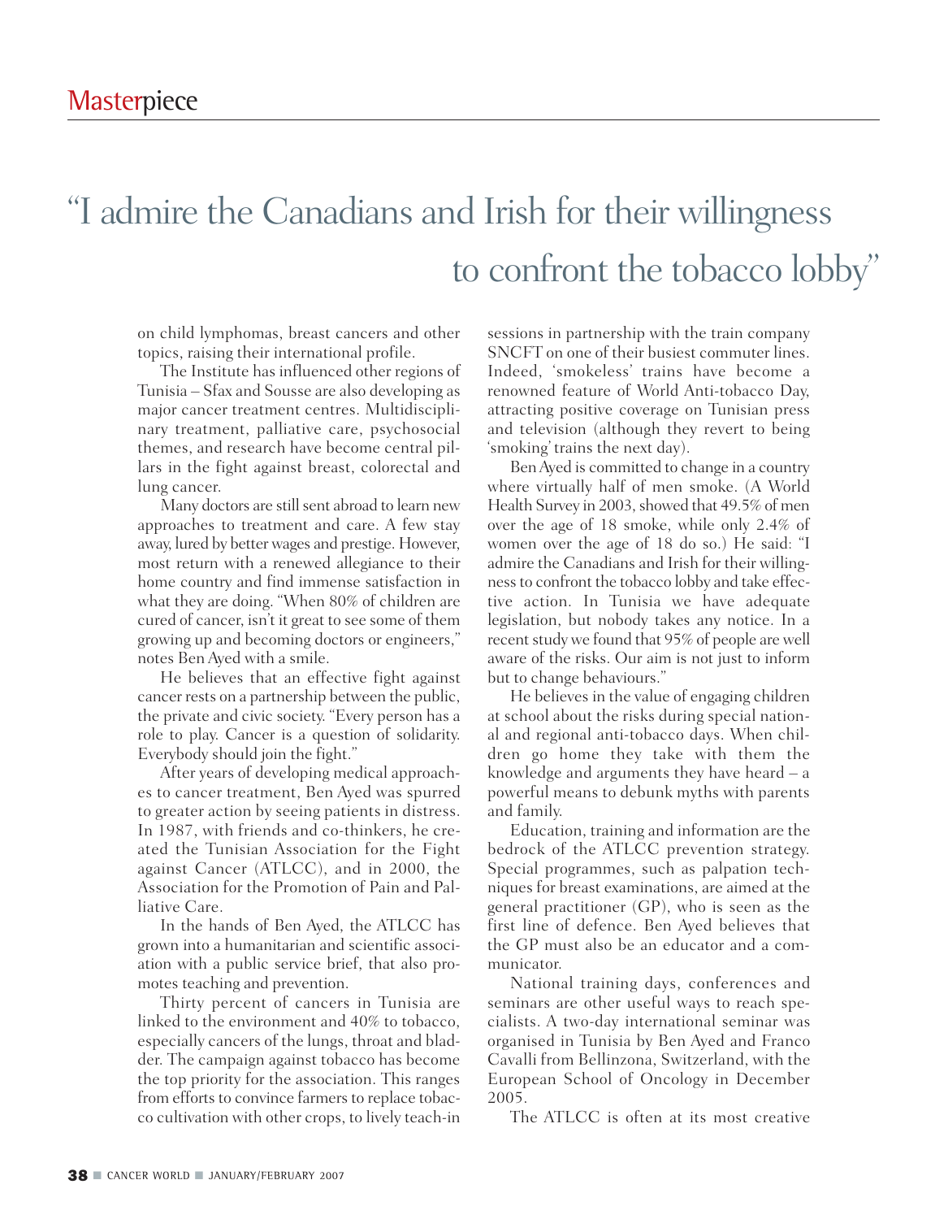# "I admire the Canadians and Irish for their willingness to confront the tobacco lobby"

on child lymphomas, breast cancers and other topics, raising their international profile.

The Institute has influenced other regions of Tunisia – Sfax and Sousse are also developing as major cancer treatment centres. Multidisciplinary treatment, palliative care, psychosocial themes, and research have become central pillars in the fight against breast, colorectal and lung cancer.

Many doctors are still sent abroad to learn new approaches to treatment and care. A few stay away, lured by better wages and prestige. However, most return with a renewed allegiance to their home country and find immense satisfaction in what they are doing. "When 80% of children are cured of cancer, isn't it great to see some of them growing up and becoming doctors or engineers," notes Ben Ayed with a smile.

He believes that an effective fight against cancer rests on a partnership between the public, the private and civic society. "Every person has a role to play. Cancer is a question of solidarity. Everybody should join the fight."

After years of developing medical approaches to cancer treatment, Ben Ayed was spurred to greater action by seeing patients in distress. In 1987, with friends and co-thinkers, he created the Tunisian Association for the Fight against Cancer (ATLCC), and in 2000, the Association for the Promotion of Pain and Palliative Care.

In the hands of Ben Ayed, the ATLCC has grown into a humanitarian and scientific association with a public service brief, that also promotes teaching and prevention.

Thirty percent of cancers in Tunisia are linked to the environment and 40% to tobacco, especially cancers of the lungs, throat and bladder. The campaign against tobacco has become the top priority for the association. This ranges from efforts to convince farmers to replace tobacco cultivation with other crops, to lively teach-in sessions in partnership with the train company SNCFT on one of their busiest commuter lines. Indeed, 'smokeless' trains have become a renowned feature of World Anti-tobacco Day, attracting positive coverage on Tunisian press and television (although they revert to being 'smoking' trains the next day).

Ben Ayed is committed to change in a country where virtually half of men smoke. (A World Health Survey in 2003, showed that 49.5% of men over the age of 18 smoke, while only 2.4% of women over the age of 18 do so.) He said: "I admire the Canadians and Irish for their willingness to confront the tobacco lobby and take effective action. In Tunisia we have adequate legislation, but nobody takes any notice. In a recent study we found that 95% of people are well aware of the risks. Our aim is not just to inform but to change behaviours."

He believes in the value of engaging children at school about the risks during special national and regional anti-tobacco days. When children go home they take with them the knowledge and arguments they have heard – a powerful means to debunk myths with parents and family.

Education, training and information are the bedrock of the ATLCC prevention strategy. Special programmes, such as palpation techniques for breast examinations, are aimed at the general practitioner (GP), who is seen as the first line of defence. Ben Ayed believes that the GP must also be an educator and a communicator.

National training days, conferences and seminars are other useful ways to reach specialists. A two-day international seminar was organised in Tunisia by Ben Ayed and Franco Cavalli from Bellinzona, Switzerland, with the European School of Oncology in December 2005.

The ATLCC is often at its most creative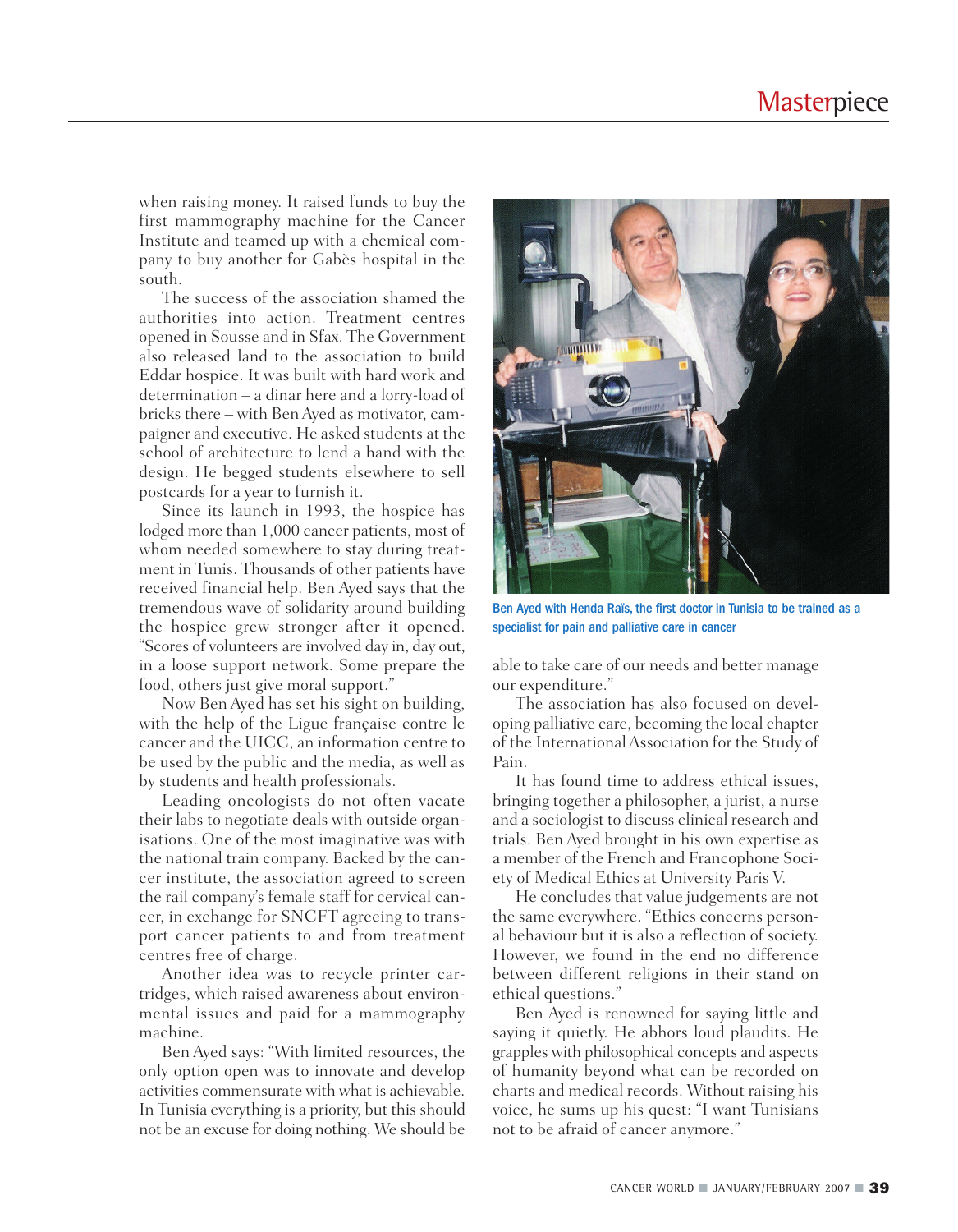when raising money. It raised funds to buy the first mammography machine for the Cancer Institute and teamed up with a chemical company to buy another for Gabès hospital in the south.

The success of the association shamed the authorities into action. Treatment centres opened in Sousse and in Sfax. The Government also released land to the association to build Eddar hospice. It was built with hard work and determination – a dinar here and a lorry-load of bricks there – with Ben Ayed as motivator, campaigner and executive. He asked students at the school of architecture to lend a hand with the design. He begged students elsewhere to sell postcards for a year to furnish it.

Since its launch in 1993, the hospice has lodged more than 1,000 cancer patients, most of whom needed somewhere to stay during treatment in Tunis. Thousands of other patients have received financial help. Ben Ayed says that the tremendous wave of solidarity around building the hospice grew stronger after it opened. "Scores of volunteers are involved day in, day out, in a loose support network. Some prepare the food, others just give moral support."

Now Ben Ayed has set his sight on building, with the help of the Ligue française contre le cancer and the UICC, an information centre to be used by the public and the media, as well as by students and health professionals.

Leading oncologists do not often vacate their labs to negotiate deals with outside organisations. One of the most imaginative was with the national train company. Backed by the cancer institute, the association agreed to screen the rail company's female staff for cervical cancer, in exchange for SNCFT agreeing to transport cancer patients to and from treatment centres free of charge.

Another idea was to recycle printer cartridges, which raised awareness about environmental issues and paid for a mammography machine.

Ben Ayed says: "With limited resources, the only option open was to innovate and develop activities commensurate with what is achievable. In Tunisia everything is a priority, but this should not be an excuse for doing nothing. We should be able to take care of our needs and better manage our expenditure."

Ben Ayed with Henda Raïs, the first doctor in Tunisia to be trained as a specialist for pain and palliative care in cancer

The association has also focused on developing palliative care, becoming the local chapter of the International Association for the Study of Pain.

It has found time to address ethical issues, bringing together a philosopher, a jurist, a nurse and a sociologist to discuss clinical research and trials. Ben Ayed brought in his own expertise as a member of the French and Francophone Society of Medical Ethics at University Paris V.

He concludes that value judgements are not the same everywhere. "Ethics concerns personal behaviour but it is also a reflection of society. However, we found in the end no difference between different religions in their stand on ethical questions."

Ben Ayed is renowned for saying little and saying it quietly. He abhors loud plaudits. He grapples with philosophical concepts and aspects of humanity beyond what can be recorded on charts and medical records. Without raising his voice, he sums up his quest: "I want Tunisians not to be afraid of cancer anymore."